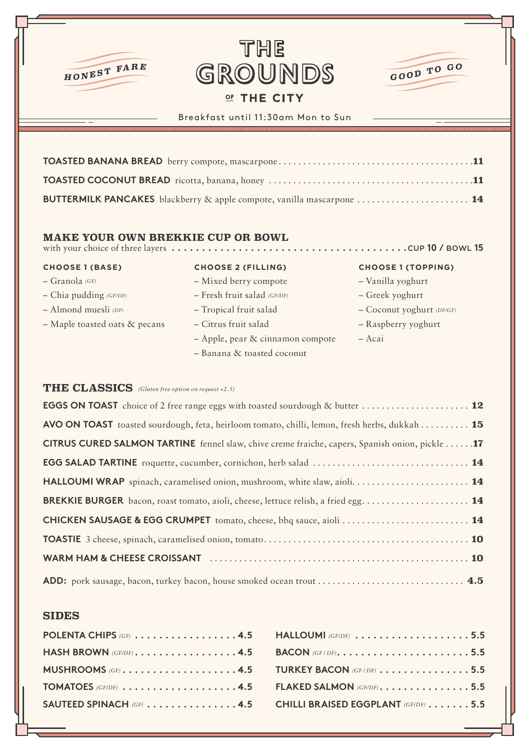HONEST FARE

# THE GROUNDS OF THE CITY

GOOD TO GO

Breakfast until 11:30am Mon to Sun

**TOASTED BANANA BREAD** berry compote, mascarpone ........ **11**

**TOASTED COCONUT BREAD** ricotta, banana, honey ........ **11**

**BUTTERMILK PANCAKES** blackberry & apple compote, vanilla mascarpone ........ **14**

## MAKE YOUR OWN BREKKIE CUP OR BOWL

with your choice of three layers ........ **CUP 10 / BOWL 15**

**CHOOSE 1 (BASE)**

- Granola *(GF)*
- Chia pudding *(GF/DF)*
- Almond muesli *(DF)*
- Maple toasted oats & pecans

**CHOOSE 2 (FILLING)**

- Mixed berry compote
- Fresh fruit salad *(GF/DF)*
- Tropical fruit salad
- Citrus fruit salad
- Apple, pear & cinnamon compote
- Banana & toasted coconut

**CHOOSE 1 (TOPPING)**

- Vanilla yoghurt
- Greek yoghurt
- Coconut yoghurt *(DF/GF)*
- Raspberry yoghurt
- Acai

## THE CLASSICS *(Gluten free option on request +2.5)*

**EGGS ON TOAST** choice of 2 free range eggs with toasted sourdough & butter ........ **12**

**AVO ON TOAST** toasted sourdough, feta, heirloom tomato, chilli, lemon, fresh herbs, dukkah ........ **15**

**CITRUS CURED SALMON TARTINE** fennel slaw, chive creme fraiche, capers, Spanish onion, pickle ........ **17**

**EGG SALAD TARTINE** roquette, cucumber, cornichon, herb salad ........ **14**

**HALLOUMI WRAP** spinach, caramelised onion, mushroom, white slaw, aioli. ........ **14**

**BREKKIE BURGER** bacon, roast tomato, aioli, cheese, lettuce relish, a fried egg. ........ **14**

**CHICKEN SAUSAGE & EGG CRUMPET** tomato, cheese, bbq sauce, aioli ........ **14**

**TOASTIE** 3 cheese, spinach, caramelised onion, tomato ........ **10**

**WARM HAM & CHEESE CROISSANT** ........ **10**

**ADD:** pork sausage, bacon, turkey bacon, house smoked ocean trout ........ **4.5**

## SIDES

**POLENTA CHIPS** *(GF)* ........ **4.5**

**HASH BROWN** *(GF/DF)* ........ **4.5**

**MUSHROOMS** *(GF)* ........ **4.5**

**TOMATOES** *(GF/DF)* ........ **4.5**

**SAUTEED SPINACH** *(GF)* ........ **4.5**

**HALLOUMI** *(GF/DF)* ........ **5.5**

**BACON** *(GF / DF)* ........ **5.5**

**TURKEY BACON** *(GF / DF)* ........ **5.5**

**FLAKED SALMON** *(GF/DF)* ........ **5.5**

**CHILLI BRAISED EGGPLANT** *(GF/DF)* ........ **5.5**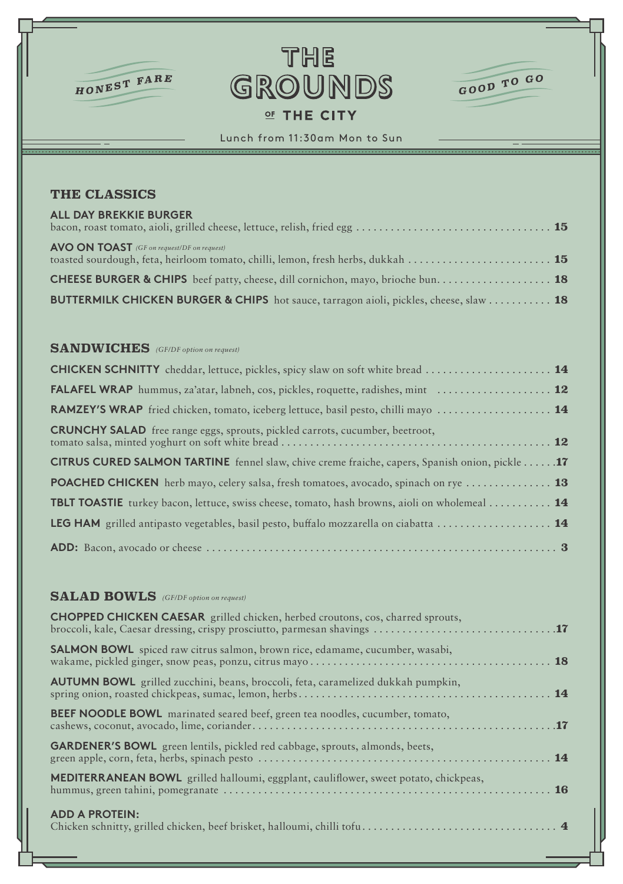*HONEST FARE*

# THE GROUNDS OF THE CITY

*GOOD TO GO*

Lunch from 11:30am Mon to Sun

## THE CLASSICS

**ALL DAY BREKKIE BURGER**
bacon, roast tomato, aioli, grilled cheese, lettuce, relish, fried egg .......... **15**

**AVO ON TOAST** *(GF on request/DF on request)*
toasted sourdough, feta, heirloom tomato, chilli, lemon, fresh herbs, dukkah .......... **15**

**CHEESE BURGER & CHIPS** beef patty, cheese, dill cornichon, mayo, brioche bun.......... **18**

**BUTTERMILK CHICKEN BURGER & CHIPS** hot sauce, tarragon aioli, pickles, cheese, slaw .......... **18**

## SANDWICHES *(GF/DF option on request)*

**CHICKEN SCHNITTY** cheddar, lettuce, pickles, spicy slaw on soft white bread .......... **14**

**FALAFEL WRAP** hummus, za'atar, labneh, cos, pickles, roquette, radishes, mint .......... **12**

**RAMZEY'S WRAP** fried chicken, tomato, iceberg lettuce, basil pesto, chilli mayo .......... **14**

**CRUNCHY SALAD** free range eggs, sprouts, pickled carrots, cucumber, beetroot, tomato salsa, minted yoghurt on soft white bread .......... **12**

**CITRUS CURED SALMON TARTINE** fennel slaw, chive creme fraiche, capers, Spanish onion, pickle .......... **17**

**POACHED CHICKEN** herb mayo, celery salsa, fresh tomatoes, avocado, spinach on rye .......... **13**

**TBLT TOASTIE** turkey bacon, lettuce, swiss cheese, tomato, hash browns, aioli on wholemeal .......... **14**

**LEG HAM** grilled antipasto vegetables, basil pesto, buffalo mozzarella on ciabatta .......... **14**

**ADD:** Bacon, avocado or cheese .......... **3**

## SALAD BOWLS *(GF/DF option on request)*

**CHOPPED CHICKEN CAESAR** grilled chicken, herbed croutons, cos, charred sprouts, broccoli, kale, Caesar dressing, crispy prosciutto, parmesan shavings .......... **17**

**SALMON BOWL** spiced raw citrus salmon, brown rice, edamame, cucumber, wasabi, wakame, pickled ginger, snow peas, ponzu, citrus mayo .......... **18**

**AUTUMN BOWL** grilled zucchini, beans, broccoli, feta, caramelized dukkah pumpkin, spring onion, roasted chickpeas, sumac, lemon, herbs .......... **14**

**BEEF NOODLE BOWL** marinated seared beef, green tea noodles, cucumber, tomato, cashews, coconut, avocado, lime, coriander .......... **17**

**GARDENER'S BOWL** green lentils, pickled red cabbage, sprouts, almonds, beets, green apple, corn, feta, herbs, spinach pesto .......... **14**

**MEDITERRANEAN BOWL** grilled halloumi, eggplant, cauliflower, sweet potato, chickpeas, hummus, green tahini, pomegranate .......... **16**

**ADD A PROTEIN:**
Chicken schnitty, grilled chicken, beef brisket, halloumi, chilli tofu .......... **4**